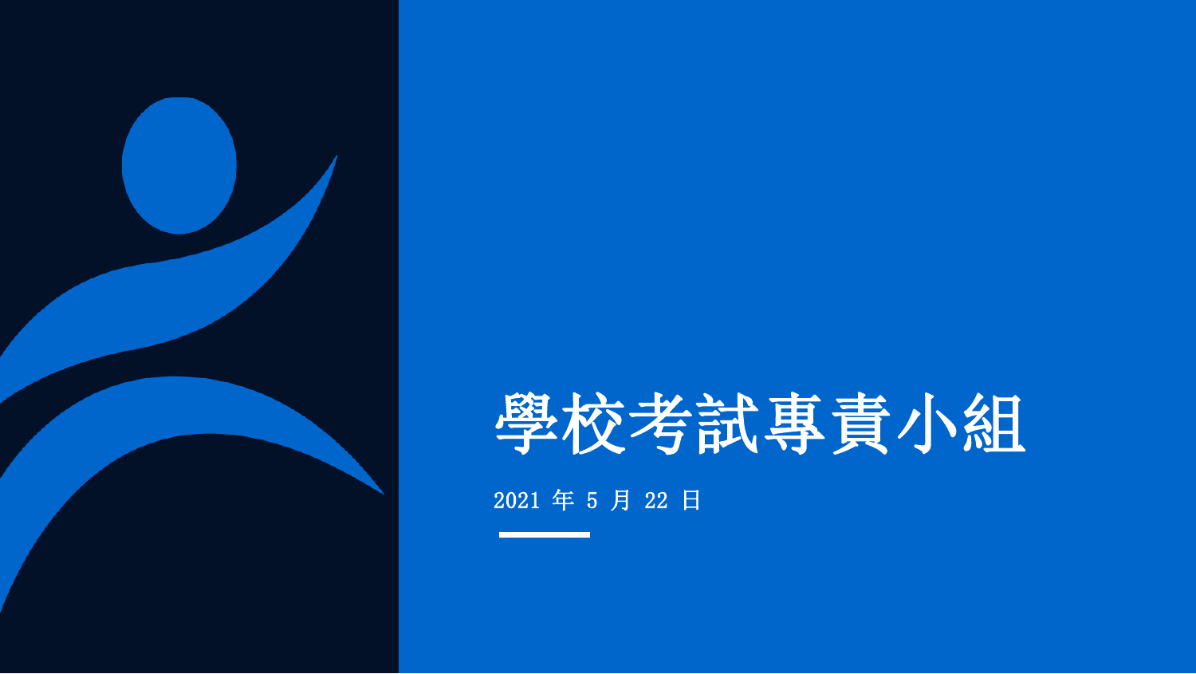# 學校考試專責小組

2021 年 5 月 22 日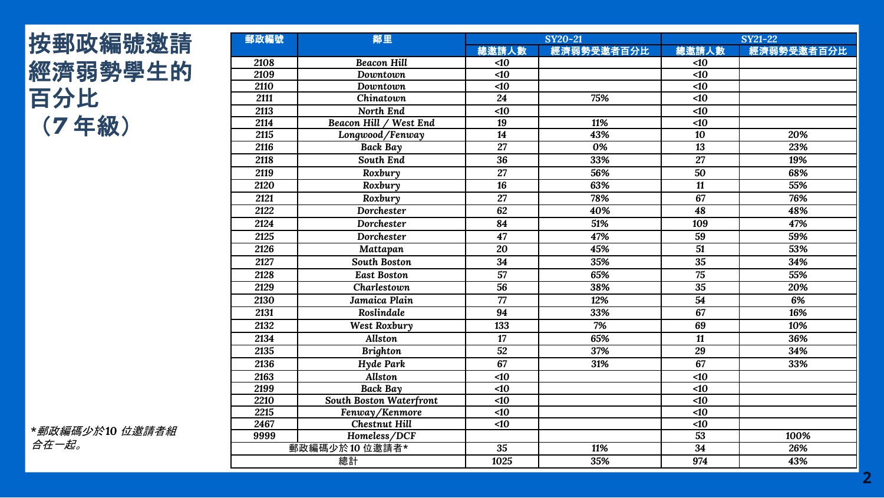# 按郵政編號邀請經濟弱勢學生的百分比（7 年級）

*郵政編碼少於10 位邀請者組合在一起。

| 郵政編號 | 鄉里 | SY20-21 | | SY21-22 | |
|---|---|---|---|---|---|
| | | 總邀請人數 | 經濟弱勢受邀者百分比 | 總邀請人數 | 經濟弱勢受邀者百分比 |
| 2108 | Beacon Hill | <10 | | <10 | |
| 2109 | Downtown | <10 | | <10 | |
| 2110 | Downtown | <10 | | <10 | |
| 2111 | Chinatown | 24 | 75% | <10 | |
| 2113 | North End | <10 | | <10 | |
| 2114 | Beacon Hill / West End | 19 | 11% | <10 | |
| 2115 | Longwood/Fenway | 14 | 43% | 10 | 20% |
| 2116 | Back Bay | 27 | 0% | 13 | 23% |
| 2118 | South End | 36 | 33% | 27 | 19% |
| 2119 | Roxbury | 27 | 56% | 50 | 68% |
| 2120 | Roxbury | 16 | 63% | 11 | 55% |
| 2121 | Roxbury | 27 | 78% | 67 | 76% |
| 2122 | Dorchester | 62 | 40% | 48 | 48% |
| 2124 | Dorchester | 84 | 51% | 109 | 47% |
| 2125 | Dorchester | 47 | 47% | 59 | 59% |
| 2126 | Mattapan | 20 | 45% | 51 | 53% |
| 2127 | South Boston | 34 | 35% | 35 | 34% |
| 2128 | East Boston | 57 | 65% | 75 | 55% |
| 2129 | Charlestown | 56 | 38% | 35 | 20% |
| 2130 | Jamaica Plain | 77 | 12% | 54 | 6% |
| 2131 | Roslindale | 94 | 33% | 67 | 16% |
| 2132 | West Roxbury | 133 | 7% | 69 | 10% |
| 2134 | Allston | 17 | 65% | 11 | 36% |
| 2135 | Brighton | 52 | 37% | 29 | 34% |
| 2136 | Hyde Park | 67 | 31% | 67 | 33% |
| 2163 | Allston | <10 | | <10 | |
| 2199 | Back Bay | <10 | | <10 | |
| 2210 | South Boston Waterfront | <10 | | <10 | |
| 2215 | Fenway/Kenmore | <10 | | <10 | |
| 2467 | Chestnut Hill | <10 | | <10 | |
| 9999 | Homeless/DCF | | | 53 | 100% |
| 郵政編碼少於 10 位邀請者* | | 35 | 11% | 34 | 26% |
| 總計 | | 1025 | 35% | 974 | 43% |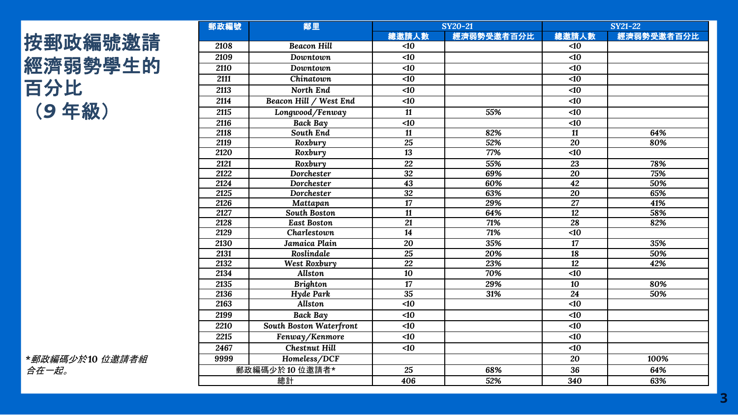# 按郵政編號邀請經濟弱勢學生的百分比（9 年級）

| 郵政編號 | 鄰里 | SY20-21 | | SY21-22 | |
|---|---|---|---|---|---|
| | | 總邀請人數 | 經濟弱勢受邀者百分比 | 總邀請人數 | 經濟弱勢受邀者百分比 |
| 2108 | *Beacon Hill* | <10 | | <10 | |
| 2109 | *Downtown* | <10 | | <10 | |
| 2110 | *Downtown* | <10 | | <10 | |
| 2111 | *Chinatown* | <10 | | <10 | |
| 2113 | *North End* | <10 | | <10 | |
| 2114 | *Beacon Hill / West End* | <10 | | <10 | |
| 2115 | *Longwood/Fenway* | 11 | 55% | <10 | |
| 2116 | *Back Bay* | <10 | | <10 | |
| 2118 | *South End* | 11 | 82% | 11 | 64% |
| 2119 | *Roxbury* | 25 | 52% | 20 | 80% |
| 2120 | *Roxbury* | 13 | 77% | <10 | |
| 2121 | *Roxbury* | 22 | 55% | 23 | 78% |
| 2122 | *Dorchester* | 32 | 69% | 20 | 75% |
| 2124 | *Dorchester* | 43 | 60% | 42 | 50% |
| 2125 | *Dorchester* | 32 | 63% | 20 | 65% |
| 2126 | *Mattapan* | 17 | 29% | 27 | 41% |
| 2127 | *South Boston* | 11 | 64% | 12 | 58% |
| 2128 | *East Boston* | 21 | 71% | 28 | 82% |
| 2129 | *Charlestown* | 14 | 71% | <10 | |
| 2130 | *Jamaica Plain* | 20 | 35% | 17 | 35% |
| 2131 | *Roslindale* | 25 | 20% | 18 | 50% |
| 2132 | *West Roxbury* | 22 | 23% | 12 | 42% |
| 2134 | *Allston* | 10 | 70% | <10 | |
| 2135 | *Brighton* | 17 | 29% | 10 | 80% |
| 2136 | *Hyde Park* | 35 | 31% | 24 | 50% |
| 2163 | *Allston* | <10 | | <10 | |
| 2199 | *Back Bay* | <10 | | <10 | |
| 2210 | *South Boston Waterfront* | <10 | | <10 | |
| 2215 | *Fenway/Kenmore* | <10 | | <10 | |
| 2467 | *Chestnut Hill* | <10 | | <10 | |
| 9999 | *Homeless/DCF* | | | 20 | 100% |
| 郵政編碼少於 10 位邀請者* | | 25 | 68% | 36 | 64% |
| 總計 | | 406 | 52% | 340 | 63% |

*\*郵政編碼少於10 位邀請者組合在一起。*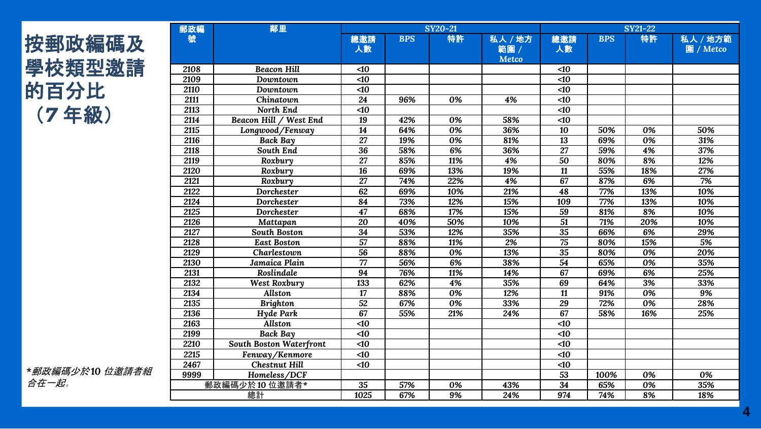# 按郵政編碼及學校類型邀請的百分比（7 年級）

| 郵政編號 | 鄰里 | SY20-21 | | | | SY21-22 | | | |
|---|---|---|---|---|---|---|---|---|---|
| | | 總邀請人數 | BPS | 特許 | 私人 / 地方範圍 / Metco | 總邀請人數 | BPS | 特許 | 私人 / 地方範圍 / Metco |
| 2108 | Beacon Hill | <10 | | | | <10 | | | |
| 2109 | Downtown | <10 | | | | <10 | | | |
| 2110 | Downtown | <10 | | | | <10 | | | |
| 2111 | Chinatown | 24 | 96% | 0% | 4% | <10 | | | |
| 2113 | North End | <10 | | | | <10 | | | |
| 2114 | Beacon Hill / West End | 19 | 42% | 0% | 58% | <10 | | | |
| 2115 | Longwood/Fenway | 14 | 64% | 0% | 36% | 10 | 50% | 0% | 50% |
| 2116 | Back Bay | 27 | 19% | 0% | 81% | 13 | 69% | 0% | 31% |
| 2118 | South End | 36 | 58% | 6% | 36% | 27 | 59% | 4% | 37% |
| 2119 | Roxbury | 27 | 85% | 11% | 4% | 50 | 80% | 8% | 12% |
| 2120 | Roxbury | 16 | 69% | 13% | 19% | 11 | 55% | 18% | 27% |
| 2121 | Roxbury | 27 | 74% | 22% | 4% | 67 | 87% | 6% | 7% |
| 2122 | Dorchester | 62 | 69% | 10% | 21% | 48 | 77% | 13% | 10% |
| 2124 | Dorchester | 84 | 73% | 12% | 15% | 109 | 77% | 13% | 10% |
| 2125 | Dorchester | 47 | 68% | 17% | 15% | 59 | 81% | 8% | 10% |
| 2126 | Mattapan | 20 | 40% | 50% | 10% | 51 | 71% | 20% | 10% |
| 2127 | South Boston | 34 | 53% | 12% | 35% | 35 | 66% | 6% | 29% |
| 2128 | East Boston | 57 | 88% | 11% | 2% | 75 | 80% | 15% | 5% |
| 2129 | Charlestown | 56 | 88% | 0% | 13% | 35 | 80% | 0% | 20% |
| 2130 | Jamaica Plain | 77 | 56% | 6% | 38% | 54 | 65% | 0% | 35% |
| 2131 | Roslindale | 94 | 76% | 11% | 14% | 67 | 69% | 6% | 25% |
| 2132 | West Roxbury | 133 | 62% | 4% | 35% | 69 | 64% | 3% | 33% |
| 2134 | Allston | 17 | 88% | 0% | 12% | 11 | 91% | 0% | 9% |
| 2135 | Brighton | 52 | 67% | 0% | 33% | 29 | 72% | 0% | 28% |
| 2136 | Hyde Park | 67 | 55% | 21% | 24% | 67 | 58% | 16% | 25% |
| 2163 | Allston | <10 | | | | <10 | | | |
| 2199 | Back Bay | <10 | | | | <10 | | | |
| 2210 | South Boston Waterfront | <10 | | | | <10 | | | |
| 2215 | Fenway/Kenmore | <10 | | | | <10 | | | |
| 2467 | Chestnut Hill | <10 | | | | <10 | | | |
| 9999 | Homeless/DCF | | | | | 53 | 100% | 0% | 0% |
| 郵政編碼少於 10 位邀請者* | | 35 | 57% | 0% | 43% | 34 | 65% | 0% | 35% |
| 總計 | | 1025 | 67% | 9% | 24% | 974 | 74% | 8% | 18% |

*郵政編碼少於10 位邀請者組合在一起。*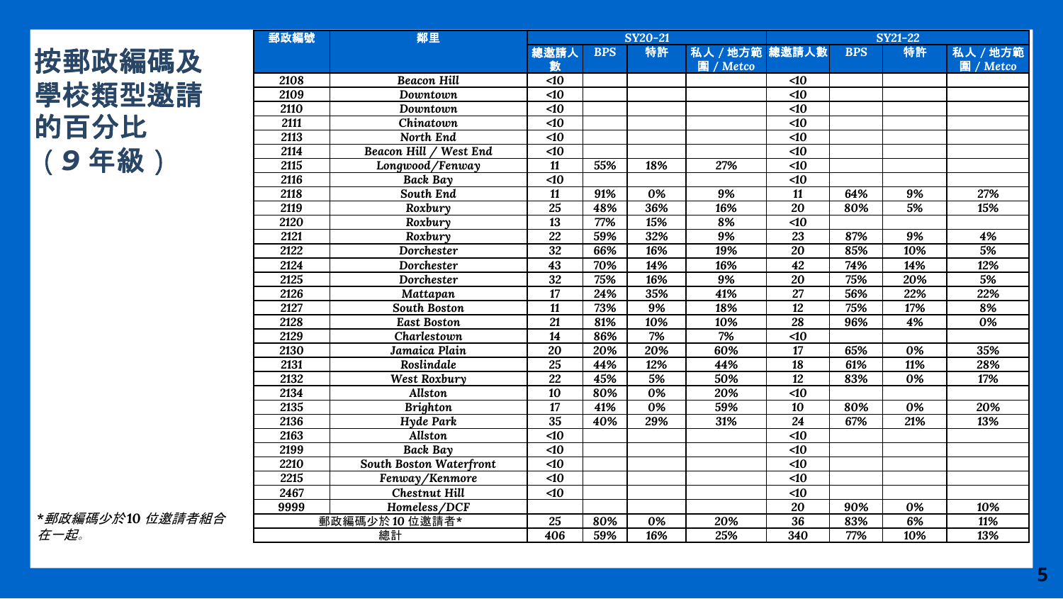# 按郵政編碼及學校類型邀請的百分比（9 年級）

| 郵政編號 | 鄰里 | SY20-21 | | | | SY21-22 | | | |
|---|---|---|---|---|---|---|---|---|---|
| | | 總邀請人數 | BPS | 特許 | 私人 / 地方範圍 / Metco | 總邀請人數 | BPS | 特許 | 私人 / 地方範圍 / Metco |
| 2108 | *Beacon Hill* | <10 | | | | <10 | | | |
| 2109 | *Downtown* | <10 | | | | <10 | | | |
| 2110 | *Downtown* | <10 | | | | <10 | | | |
| 2111 | *Chinatown* | <10 | | | | <10 | | | |
| 2113 | *North End* | <10 | | | | <10 | | | |
| 2114 | *Beacon Hill / West End* | <10 | | | | <10 | | | |
| 2115 | *Longwood/Fenway* | 11 | 55% | 18% | 27% | <10 | | | |
| 2116 | *Back Bay* | <10 | | | | <10 | | | |
| 2118 | *South End* | 11 | 91% | 0% | 9% | 11 | 64% | 9% | 27% |
| 2119 | *Roxbury* | 25 | 48% | 36% | 16% | 20 | 80% | 5% | 15% |
| 2120 | *Roxbury* | 13 | 77% | 15% | 8% | <10 | | | |
| 2121 | *Roxbury* | 22 | 59% | 32% | 9% | 23 | 87% | 9% | 4% |
| 2122 | *Dorchester* | 32 | 66% | 16% | 19% | 20 | 85% | 10% | 5% |
| 2124 | *Dorchester* | 43 | 70% | 14% | 16% | 42 | 74% | 14% | 12% |
| 2125 | *Dorchester* | 32 | 75% | 16% | 9% | 20 | 75% | 20% | 5% |
| 2126 | *Mattapan* | 17 | 24% | 35% | 41% | 27 | 56% | 22% | 22% |
| 2127 | *South Boston* | 11 | 73% | 9% | 18% | 12 | 75% | 17% | 8% |
| 2128 | *East Boston* | 21 | 81% | 10% | 10% | 28 | 96% | 4% | 0% |
| 2129 | *Charlestown* | 14 | 86% | 7% | 7% | <10 | | | |
| 2130 | *Jamaica Plain* | 20 | 20% | 20% | 60% | 17 | 65% | 0% | 35% |
| 2131 | *Roslindale* | 25 | 44% | 12% | 44% | 18 | 61% | 11% | 28% |
| 2132 | *West Roxbury* | 22 | 45% | 5% | 50% | 12 | 83% | 0% | 17% |
| 2134 | *Allston* | 10 | 80% | 0% | 20% | <10 | | | |
| 2135 | *Brighton* | 17 | 41% | 0% | 59% | 10 | 80% | 0% | 20% |
| 2136 | *Hyde Park* | 35 | 40% | 29% | 31% | 24 | 67% | 21% | 13% |
| 2163 | *Allston* | <10 | | | | <10 | | | |
| 2199 | *Back Bay* | <10 | | | | <10 | | | |
| 2210 | *South Boston Waterfront* | <10 | | | | <10 | | | |
| 2215 | *Fenway/Kenmore* | <10 | | | | <10 | | | |
| 2467 | *Chestnut Hill* | <10 | | | | <10 | | | |
| 9999 | *Homeless/DCF* | | | | | 20 | 90% | 0% | 10% |
| 郵政編碼少於 10 位邀請者* | | 25 | 80% | 0% | 20% | 36 | 83% | 6% | 11% |
| 總計 | | 406 | 59% | 16% | 25% | 340 | 77% | 10% | 13% |

*\*郵政編碼少於10 位邀請者組合在一起。*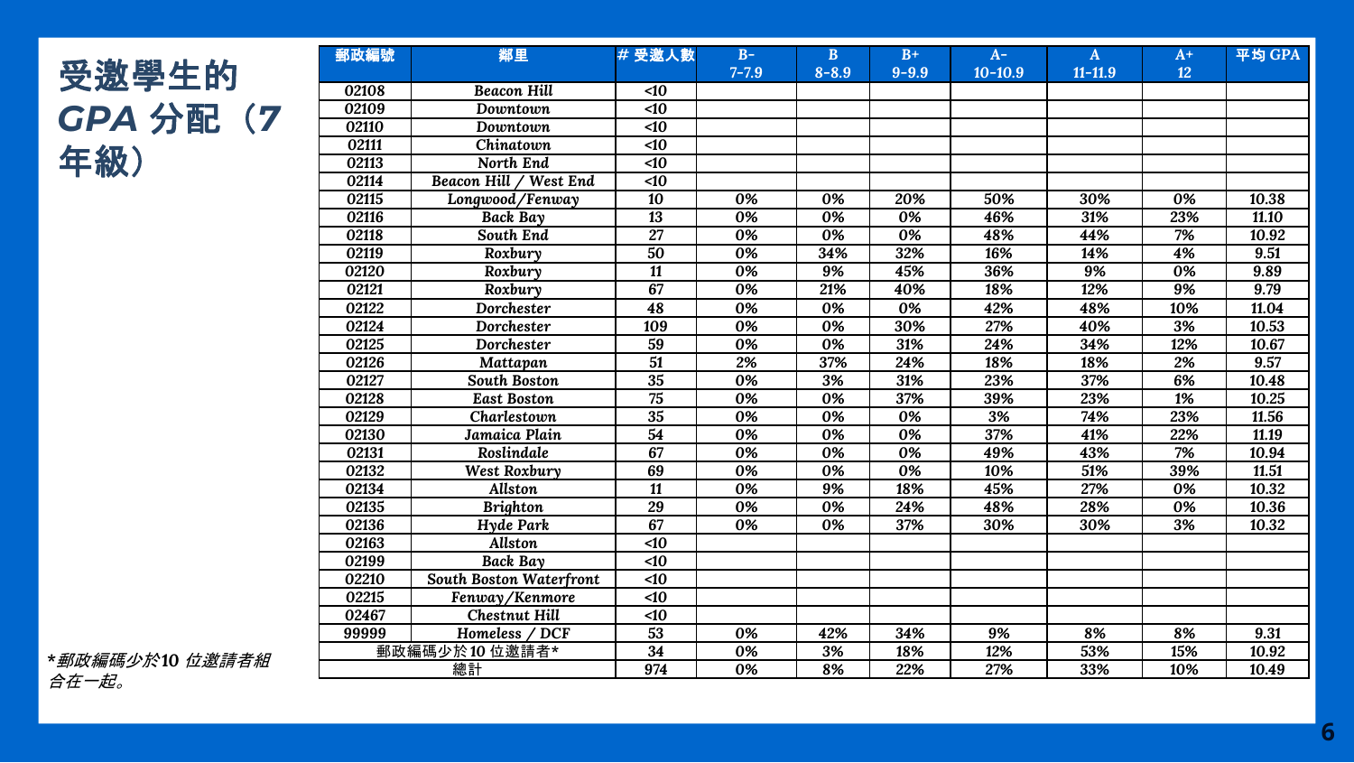# 受邀學生的 GPA 分配（7 年級）

| 郵政編號 | 鄰里 | # 受邀人數 | B- 7-7.9 | B 8-8.9 | B+ 9-9.9 | A- 10-10.9 | A 11-11.9 | A+ 12 | 平均 GPA |
|---|---|---|---|---|---|---|---|---|---|
| 02108 | Beacon Hill | <10 | | | | | | | |
| 02109 | Downtown | <10 | | | | | | | |
| 02110 | Downtown | <10 | | | | | | | |
| 02111 | Chinatown | <10 | | | | | | | |
| 02113 | North End | <10 | | | | | | | |
| 02114 | Beacon Hill / West End | <10 | | | | | | | |
| 02115 | Longwood/Fenway | 10 | 0% | 0% | 20% | 50% | 30% | 0% | 10.38 |
| 02116 | Back Bay | 13 | 0% | 0% | 0% | 46% | 31% | 23% | 11.10 |
| 02118 | South End | 27 | 0% | 0% | 0% | 48% | 44% | 7% | 10.92 |
| 02119 | Roxbury | 50 | 0% | 34% | 32% | 16% | 14% | 4% | 9.51 |
| 02120 | Roxbury | 11 | 0% | 9% | 45% | 36% | 9% | 0% | 9.89 |
| 02121 | Roxbury | 67 | 0% | 21% | 40% | 18% | 12% | 9% | 9.79 |
| 02122 | Dorchester | 48 | 0% | 0% | 0% | 42% | 48% | 10% | 11.04 |
| 02124 | Dorchester | 109 | 0% | 0% | 30% | 27% | 40% | 3% | 10.53 |
| 02125 | Dorchester | 59 | 0% | 0% | 31% | 24% | 34% | 12% | 10.67 |
| 02126 | Mattapan | 51 | 2% | 37% | 24% | 18% | 18% | 2% | 9.57 |
| 02127 | South Boston | 35 | 0% | 3% | 31% | 23% | 37% | 6% | 10.48 |
| 02128 | East Boston | 75 | 0% | 0% | 37% | 39% | 23% | 1% | 10.25 |
| 02129 | Charlestown | 35 | 0% | 0% | 0% | 3% | 74% | 23% | 11.56 |
| 02130 | Jamaica Plain | 54 | 0% | 0% | 0% | 37% | 41% | 22% | 11.19 |
| 02131 | Roslindale | 67 | 0% | 0% | 0% | 49% | 43% | 7% | 10.94 |
| 02132 | West Roxbury | 69 | 0% | 0% | 0% | 10% | 51% | 39% | 11.51 |
| 02134 | Allston | 11 | 0% | 9% | 18% | 45% | 27% | 0% | 10.32 |
| 02135 | Brighton | 29 | 0% | 0% | 24% | 48% | 28% | 0% | 10.36 |
| 02136 | Hyde Park | 67 | 0% | 0% | 37% | 30% | 30% | 3% | 10.32 |
| 02163 | Allston | <10 | | | | | | | |
| 02199 | Back Bay | <10 | | | | | | | |
| 02210 | South Boston Waterfront | <10 | | | | | | | |
| 02215 | Fenway/Kenmore | <10 | | | | | | | |
| 02467 | Chestnut Hill | <10 | | | | | | | |
| 99999 | Homeless / DCF | 53 | 0% | 42% | 34% | 9% | 8% | 8% | 9.31 |
| 郵政編碼少於 10 位邀請者* | | 34 | 0% | 3% | 18% | 12% | 53% | 15% | 10.92 |
| 總計 | | 974 | 0% | 8% | 22% | 27% | 33% | 10% | 10.49 |

*郵政編碼少於10 位邀請者組合在一起。*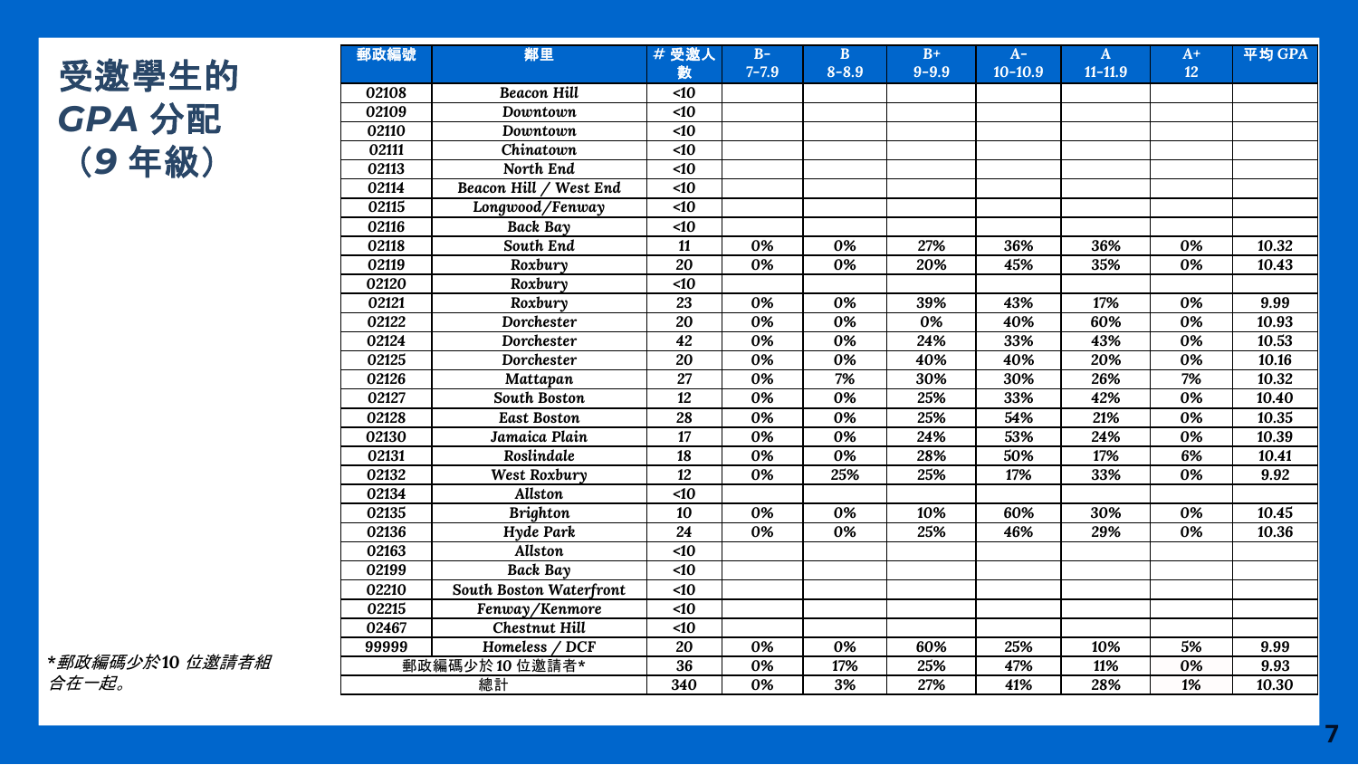# 受邀學生的 GPA 分配（9 年級）

| 郵政編號 | 鄰里 | # 受邀人數 | B- 7-7.9 | B 8-8.9 | B+ 9-9.9 | A- 10-10.9 | A 11-11.9 | A+ 12 | 平均 GPA |
|---|---|---|---|---|---|---|---|---|---|
| 02108 | Beacon Hill | <10 | | | | | | | |
| 02109 | Downtown | <10 | | | | | | | |
| 02110 | Downtown | <10 | | | | | | | |
| 02111 | Chinatown | <10 | | | | | | | |
| 02113 | North End | <10 | | | | | | | |
| 02114 | Beacon Hill / West End | <10 | | | | | | | |
| 02115 | Longwood/Fenway | <10 | | | | | | | |
| 02116 | Back Bay | <10 | | | | | | | |
| 02118 | South End | 11 | 0% | 0% | 27% | 36% | 36% | 0% | 10.32 |
| 02119 | Roxbury | 20 | 0% | 0% | 20% | 45% | 35% | 0% | 10.43 |
| 02120 | Roxbury | <10 | | | | | | | |
| 02121 | Roxbury | 23 | 0% | 0% | 39% | 43% | 17% | 0% | 9.99 |
| 02122 | Dorchester | 20 | 0% | 0% | 0% | 40% | 60% | 0% | 10.93 |
| 02124 | Dorchester | 42 | 0% | 0% | 24% | 33% | 43% | 0% | 10.53 |
| 02125 | Dorchester | 20 | 0% | 0% | 40% | 40% | 20% | 0% | 10.16 |
| 02126 | Mattapan | 27 | 0% | 7% | 30% | 30% | 26% | 7% | 10.32 |
| 02127 | South Boston | 12 | 0% | 0% | 25% | 33% | 42% | 0% | 10.40 |
| 02128 | East Boston | 28 | 0% | 0% | 25% | 54% | 21% | 0% | 10.35 |
| 02130 | Jamaica Plain | 17 | 0% | 0% | 24% | 53% | 24% | 0% | 10.39 |
| 02131 | Roslindale | 18 | 0% | 0% | 28% | 50% | 17% | 6% | 10.41 |
| 02132 | West Roxbury | 12 | 0% | 25% | 25% | 17% | 33% | 0% | 9.92 |
| 02134 | Allston | <10 | | | | | | | |
| 02135 | Brighton | 10 | 0% | 0% | 10% | 60% | 30% | 0% | 10.45 |
| 02136 | Hyde Park | 24 | 0% | 0% | 25% | 46% | 29% | 0% | 10.36 |
| 02163 | Allston | <10 | | | | | | | |
| 02199 | Back Bay | <10 | | | | | | | |
| 02210 | South Boston Waterfront | <10 | | | | | | | |
| 02215 | Fenway/Kenmore | <10 | | | | | | | |
| 02467 | Chestnut Hill | <10 | | | | | | | |
| 99999 | Homeless / DCF | 20 | 0% | 0% | 60% | 25% | 10% | 5% | 9.99 |
| 郵政編碼少於 10 位邀請者* | | 36 | 0% | 17% | 25% | 47% | 11% | 0% | 9.93 |
| 總計 | | 340 | 0% | 3% | 27% | 41% | 28% | 1% | 10.30 |

*\*郵政編碼少於 10 位邀請者組合在一起。*